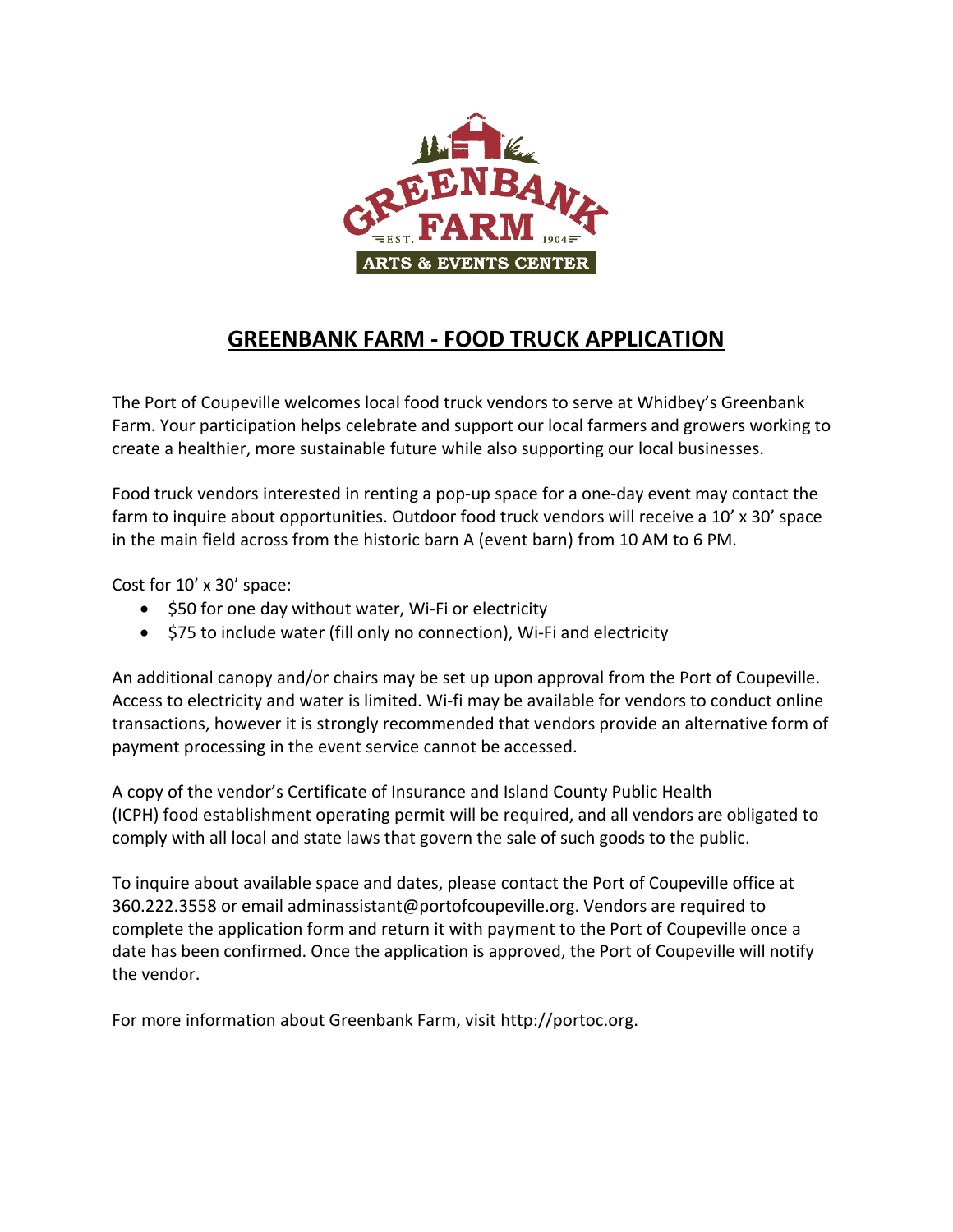# GREENBANK FARM - FOOD TRUCK APPLICATION

The Port of Coupeville welcomes local food truck vendors to serve at Whidbey's Greenbank Farm. Your participation helps celebrate and support our local farmers and growers working to create a healthier, more sustainable future while also supporting our local businesses.

Food truck vendors interested in renting a pop-up space for a one-day event may contact the farm to inquire about opportunities. Outdoor food truck vendors will receive a 10' x 30' space in the main field across from the historic barn A (event barn) from 10 AM to 6 PM.

Cost for 10' x 30' space:

- $50 for one day without water, Wi-Fi or electricity
- $75 to include water (fill only no connection), Wi-Fi and electricity

An additional canopy and/or chairs may be set up upon approval from the Port of Coupeville. Access to electricity and water is limited. Wi-fi may be available for vendors to conduct online transactions, however it is strongly recommended that vendors provide an alternative form of payment processing in the event service cannot be accessed.

A copy of the vendor's Certificate of Insurance and Island County Public Health (ICPH) food establishment operating permit will be required, and all vendors are obligated to comply with all local and state laws that govern the sale of such goods to the public.

To inquire about available space and dates, please contact the Port of Coupeville office at 360.222.3558 or email adminassistant@portofcoupeville.org. Vendors are required to complete the application form and return it with payment to the Port of Coupeville once a date has been confirmed. Once the application is approved, the Port of Coupeville will notify the vendor.

For more information about Greenbank Farm, visit http://portoc.org.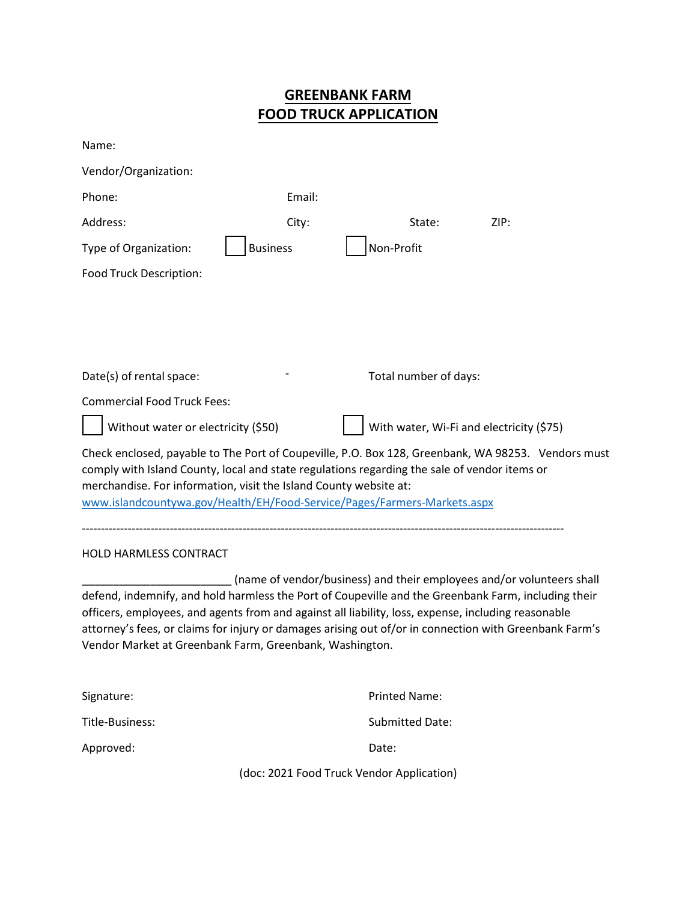# GREENBANK FARM
# FOOD TRUCK APPLICATION

Name:

Vendor/Organization:

Phone: Email:

Address: City: State: ZIP:

Type of Organization: ☐ Business ☐ Non-Profit

Food Truck Description:

Date(s) of rental space: - Total number of days:

Commercial Food Truck Fees:

☐ Without water or electricity ($50) ☐ With water, Wi-Fi and electricity ($75)

Check enclosed, payable to The Port of Coupeville, P.O. Box 128, Greenbank, WA 98253. Vendors must comply with Island County, local and state regulations regarding the sale of vendor items or merchandise. For information, visit the Island County website at: [www.islandcountywa.gov/Health/EH/Food-Service/Pages/Farmers-Markets.aspx](http://www.islandcountywa.gov/Health/EH/Food-Service/Pages/Farmers-Markets.aspx)

---

HOLD HARMLESS CONTRACT

________________________ (name of vendor/business) and their employees and/or volunteers shall defend, indemnify, and hold harmless the Port of Coupeville and the Greenbank Farm, including their officers, employees, and agents from and against all liability, loss, expense, including reasonable attorney's fees, or claims for injury or damages arising out of/or in connection with Greenbank Farm's Vendor Market at Greenbank Farm, Greenbank, Washington.

Signature: Printed Name:

Title-Business: Submitted Date:

Approved: Date:

(doc: 2021 Food Truck Vendor Application)